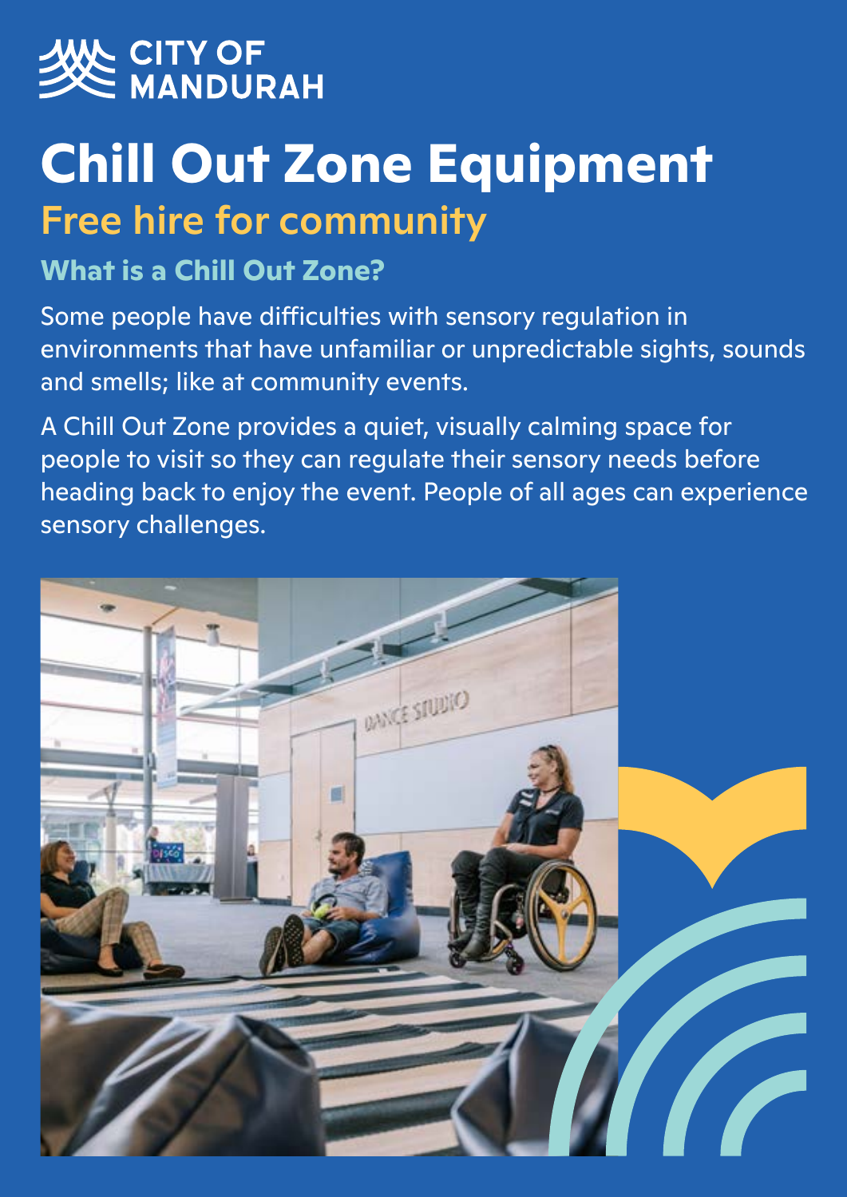CITY OF MANDURAH

# Chill Out Zone Equipment

## Free hire for community

### What is a Chill Out Zone?

Some people have difficulties with sensory regulation in environments that have unfamiliar or unpredictable sights, sounds and smells; like at community events.

A Chill Out Zone provides a quiet, visually calming space for people to visit so they can regulate their sensory needs before heading back to enjoy the event. People of all ages can experience sensory challenges.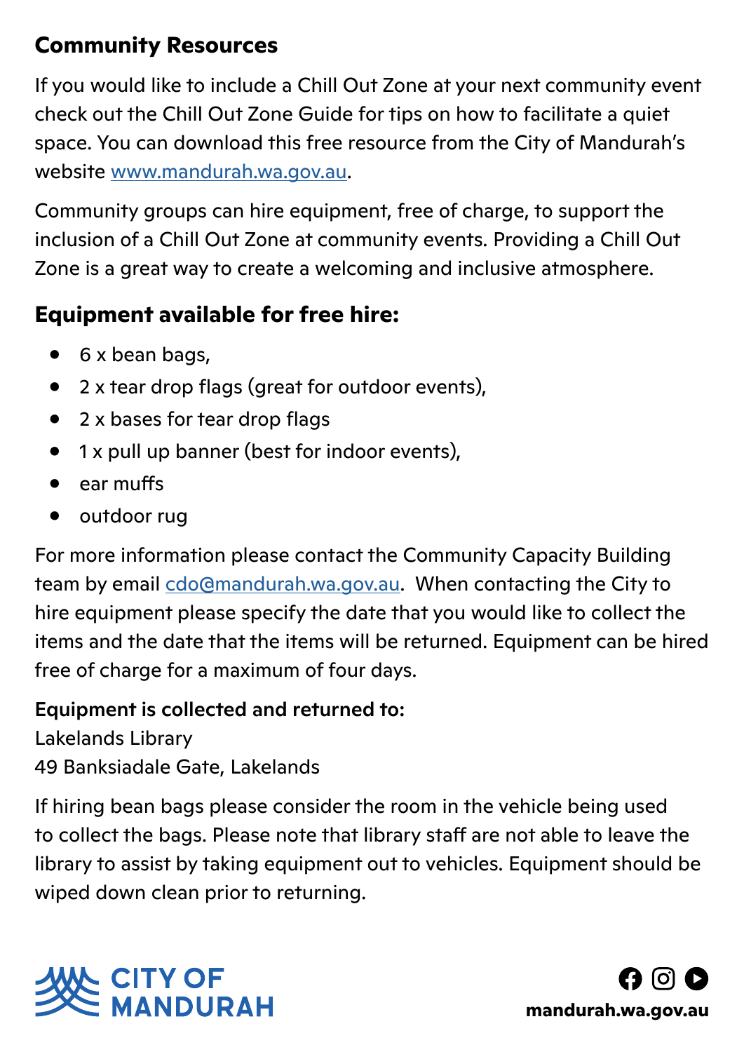## Community Resources

If you would like to include a Chill Out Zone at your next community event check out the Chill Out Zone Guide for tips on how to facilitate a quiet space. You can download this free resource from the City of Mandurah's website www.mandurah.wa.gov.au.

Community groups can hire equipment, free of charge, to support the inclusion of a Chill Out Zone at community events. Providing a Chill Out Zone is a great way to create a welcoming and inclusive atmosphere.

### Equipment available for free hire:

- 6 x bean bags,
- 2 x tear drop flags (great for outdoor events),
- 2 x bases for tear drop flags
- 1 x pull up banner (best for indoor events),
- ear muffs
- outdoor rug

For more information please contact the Community Capacity Building team by email cdo@mandurah.wa.gov.au. When contacting the City to hire equipment please specify the date that you would like to collect the items and the date that the items will be returned. Equipment can be hired free of charge for a maximum of four days.

**Equipment is collected and returned to:**
Lakelands Library
49 Banksiadale Gate, Lakelands

If hiring bean bags please consider the room in the vehicle being used to collect the bags. Please note that library staff are not able to leave the library to assist by taking equipment out to vehicles. Equipment should be wiped down clean prior to returning.

CITY OF MANDURAH

mandurah.wa.gov.au